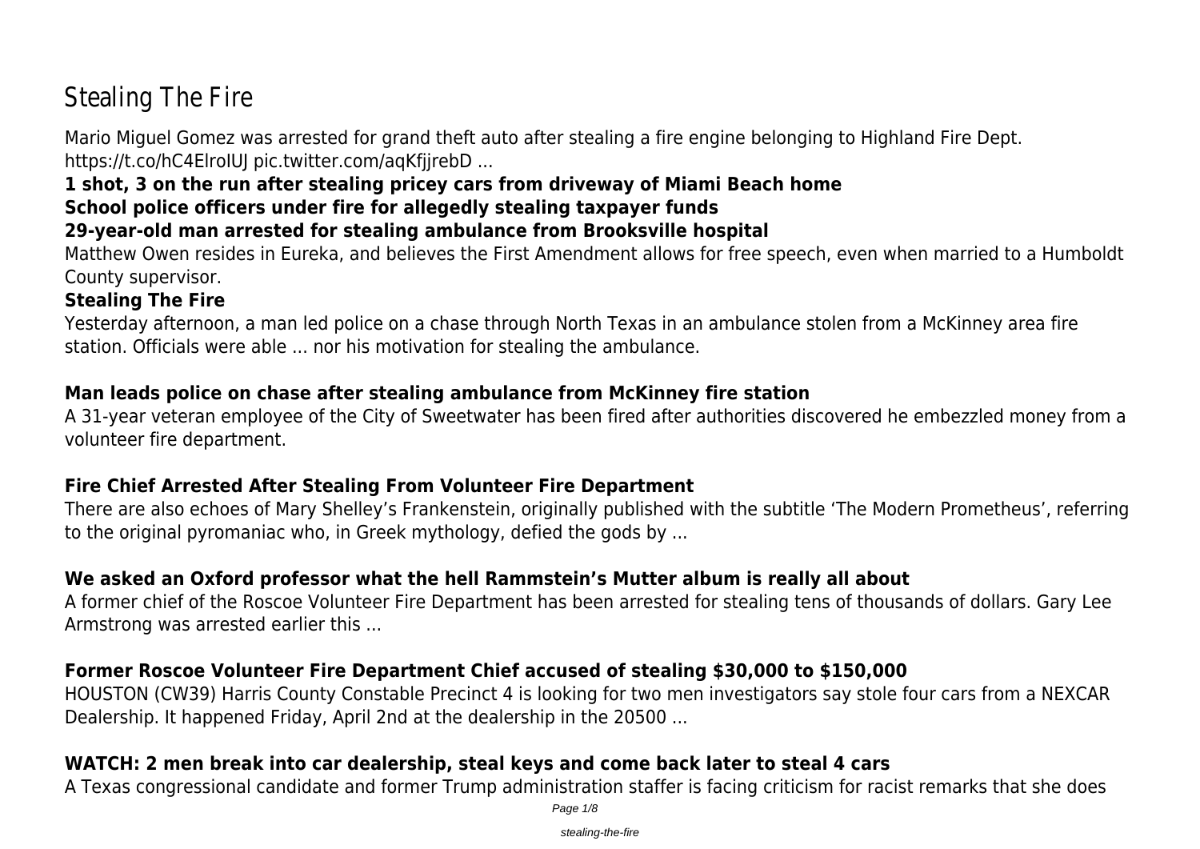# Stealing The Fire

Mario Miguel Gomez was arrested for grand theft auto after stealing a fire engine belonging to Highland Fire Dept. https://t.co/hC4ElroIUJ pic.twitter.com/aqKfjjrebD ...

**1 shot, 3 on the run after stealing pricey cars from driveway of Miami Beach home**

**School police officers under fire for allegedly stealing taxpayer funds**

**29-year-old man arrested for stealing ambulance from Brooksville hospital**

Matthew Owen resides in Eureka, and believes the First Amendment allows for free speech, even when married to a Humboldt County supervisor.

**Stealing The Fire**

Yesterday afternoon, a man led police on a chase through North Texas in an ambulance stolen from a McKinney area fire station. Officials were able ... nor his motivation for stealing the ambulance.

**Man leads police on chase after stealing ambulance from McKinney fire station**

A 31-year veteran employee of the City of Sweetwater has been fired after authorities discovered he embezzled money from a volunteer fire department.

**Fire Chief Arrested After Stealing From Volunteer Fire Department**

There are also echoes of Mary Shelley's Frankenstein, originally published with the subtitle 'The Modern Prometheus', referring to the original pyromaniac who, in Greek mythology, defied the gods by ...

**We asked an Oxford professor what the hell Rammstein's Mutter album is really all about**

A former chief of the Roscoe Volunteer Fire Department has been arrested for stealing tens of thousands of dollars. Gary Lee Armstrong was arrested earlier this ...

**Former Roscoe Volunteer Fire Department Chief accused of stealing $30,000 to $150,000**

HOUSTON (CW39) Harris County Constable Precinct 4 is looking for two men investigators say stole four cars from a NEXCAR Dealership. It happened Friday, April 2nd at the dealership in the 20500 ...

**WATCH: 2 men break into car dealership, steal keys and come back later to steal 4 cars**

A Texas congressional candidate and former Trump administration staffer is facing criticism for racist remarks that she does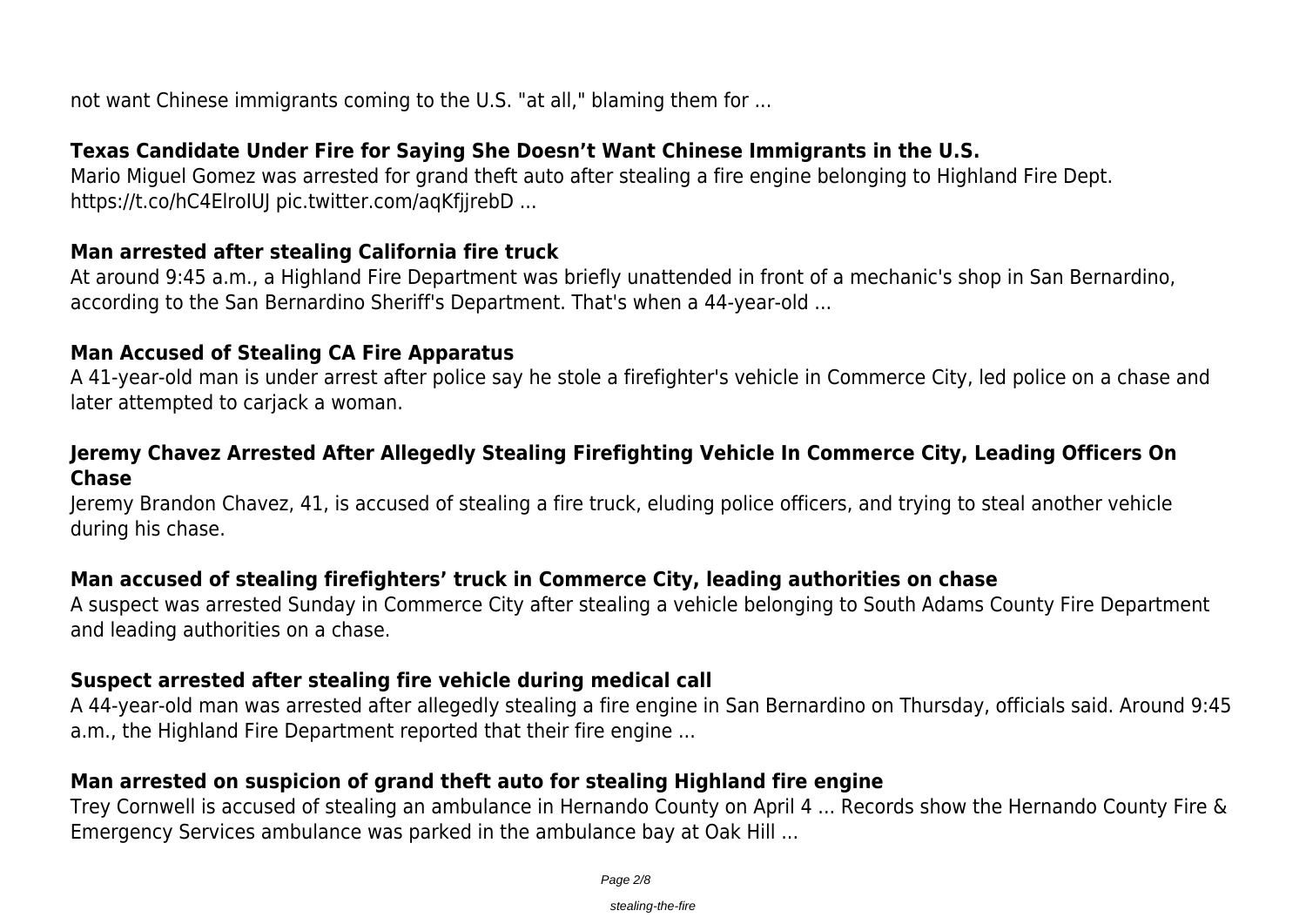not want Chinese immigrants coming to the U.S. "at all," blaming them for ...

### Texas Candidate Under Fire for Saying She Doesn’t Want Chinese Immigrants in the U.S.

Mario Miguel Gomez was arrested for grand theft auto after stealing a fire engine belonging to Highland Fire Dept. https://t.co/hC4ElroIUJ pic.twitter.com/aqKfjjrebD ...

### Man arrested after stealing California fire truck

At around 9:45 a.m., a Highland Fire Department was briefly unattended in front of a mechanic's shop in San Bernardino, according to the San Bernardino Sheriff's Department. That's when a 44-year-old ...

### Man Accused of Stealing CA Fire Apparatus

A 41-year-old man is under arrest after police say he stole a firefighter's vehicle in Commerce City, led police on a chase and later attempted to carjack a woman.

### Jeremy Chavez Arrested After Allegedly Stealing Firefighting Vehicle In Commerce City, Leading Officers On Chase

Jeremy Brandon Chavez, 41, is accused of stealing a fire truck, eluding police officers, and trying to steal another vehicle during his chase.

### Man accused of stealing firefighters’ truck in Commerce City, leading authorities on chase

A suspect was arrested Sunday in Commerce City after stealing a vehicle belonging to South Adams County Fire Department and leading authorities on a chase.

### Suspect arrested after stealing fire vehicle during medical call

A 44-year-old man was arrested after allegedly stealing a fire engine in San Bernardino on Thursday, officials said. Around 9:45 a.m., the Highland Fire Department reported that their fire engine ...

### Man arrested on suspicion of grand theft auto for stealing Highland fire engine

Trey Cornwell is accused of stealing an ambulance in Hernando County on April 4 ... Records show the Hernando County Fire & Emergency Services ambulance was parked in the ambulance bay at Oak Hill ...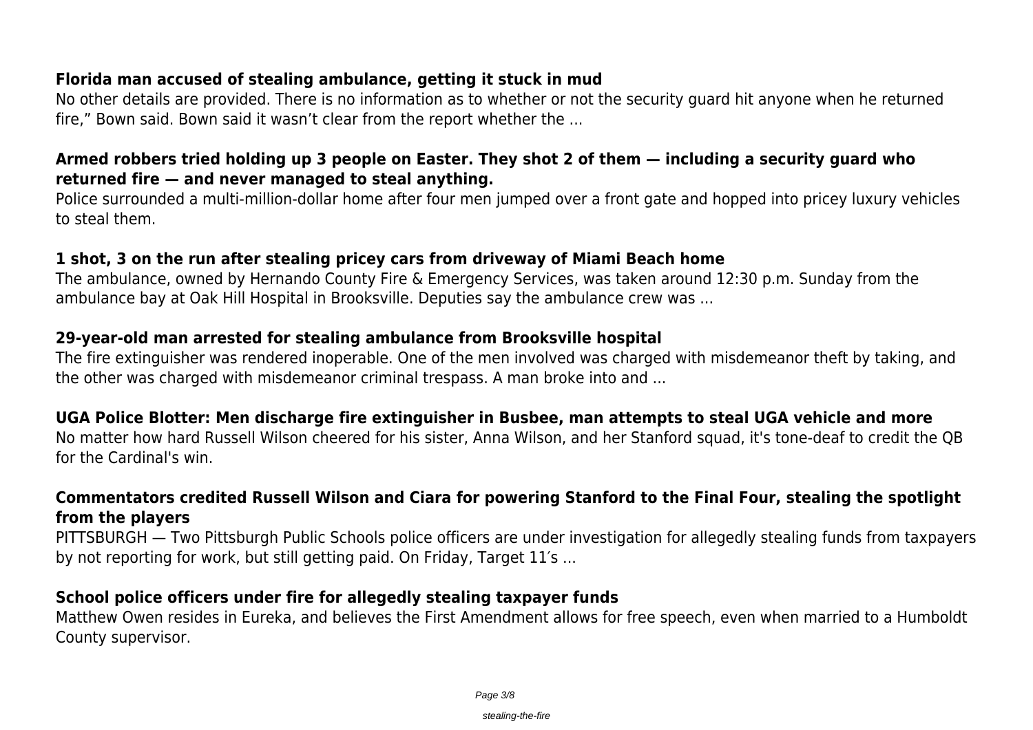### Florida man accused of stealing ambulance, getting it stuck in mud

No other details are provided. There is no information as to whether or not the security guard hit anyone when he returned fire," Bown said. Bown said it wasn't clear from the report whether the ...

### Armed robbers tried holding up 3 people on Easter. They shot 2 of them — including a security guard who returned fire — and never managed to steal anything.

Police surrounded a multi-million-dollar home after four men jumped over a front gate and hopped into pricey luxury vehicles to steal them.

### 1 shot, 3 on the run after stealing pricey cars from driveway of Miami Beach home

The ambulance, owned by Hernando County Fire & Emergency Services, was taken around 12:30 p.m. Sunday from the ambulance bay at Oak Hill Hospital in Brooksville. Deputies say the ambulance crew was ...

### 29-year-old man arrested for stealing ambulance from Brooksville hospital

The fire extinguisher was rendered inoperable. One of the men involved was charged with misdemeanor theft by taking, and the other was charged with misdemeanor criminal trespass. A man broke into and ...

### UGA Police Blotter: Men discharge fire extinguisher in Busbee, man attempts to steal UGA vehicle and more

No matter how hard Russell Wilson cheered for his sister, Anna Wilson, and her Stanford squad, it's tone-deaf to credit the QB for the Cardinal's win.

### Commentators credited Russell Wilson and Ciara for powering Stanford to the Final Four, stealing the spotlight from the players

PITTSBURGH — Two Pittsburgh Public Schools police officers are under investigation for allegedly stealing funds from taxpayers by not reporting for work, but still getting paid. On Friday, Target 11′s ...

### School police officers under fire for allegedly stealing taxpayer funds

Matthew Owen resides in Eureka, and believes the First Amendment allows for free speech, even when married to a Humboldt County supervisor.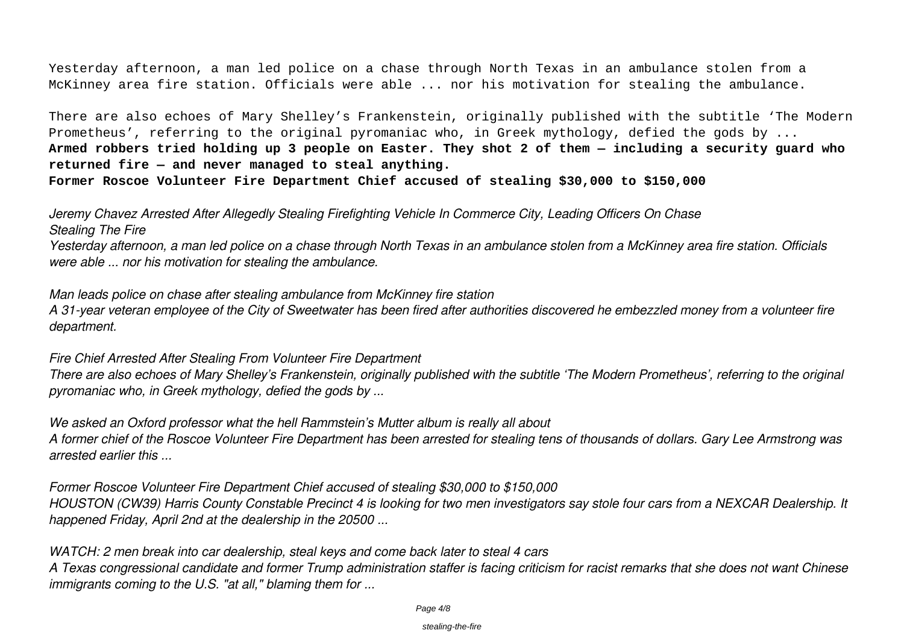Yesterday afternoon, a man led police on a chase through North Texas in an ambulance stolen from a McKinney area fire station. Officials were able ... nor his motivation for stealing the ambulance.

There are also echoes of Mary Shelley's Frankenstein, originally published with the subtitle 'The Modern Prometheus', referring to the original pyromaniac who, in Greek mythology, defied the gods by ...

**Armed robbers tried holding up 3 people on Easter. They shot 2 of them — including a security guard who returned fire — and never managed to steal anything.**

**Former Roscoe Volunteer Fire Department Chief accused of stealing $30,000 to $150,000**

*Jeremy Chavez Arrested After Allegedly Stealing Firefighting Vehicle In Commerce City, Leading Officers On Chase*

*Stealing The Fire*

*Yesterday afternoon, a man led police on a chase through North Texas in an ambulance stolen from a McKinney area fire station. Officials were able ... nor his motivation for stealing the ambulance.*

*Man leads police on chase after stealing ambulance from McKinney fire station*

*A 31-year veteran employee of the City of Sweetwater has been fired after authorities discovered he embezzled money from a volunteer fire department.*

*Fire Chief Arrested After Stealing From Volunteer Fire Department*

*There are also echoes of Mary Shelley's Frankenstein, originally published with the subtitle 'The Modern Prometheus', referring to the original pyromaniac who, in Greek mythology, defied the gods by ...*

*We asked an Oxford professor what the hell Rammstein's Mutter album is really all about*

*A former chief of the Roscoe Volunteer Fire Department has been arrested for stealing tens of thousands of dollars. Gary Lee Armstrong was arrested earlier this ...*

*Former Roscoe Volunteer Fire Department Chief accused of stealing $30,000 to $150,000*

*HOUSTON (CW39) Harris County Constable Precinct 4 is looking for two men investigators say stole four cars from a NEXCAR Dealership. It happened Friday, April 2nd at the dealership in the 20500 ...*

*WATCH: 2 men break into car dealership, steal keys and come back later to steal 4 cars*

*A Texas congressional candidate and former Trump administration staffer is facing criticism for racist remarks that she does not want Chinese immigrants coming to the U.S. "at all," blaming them for ...*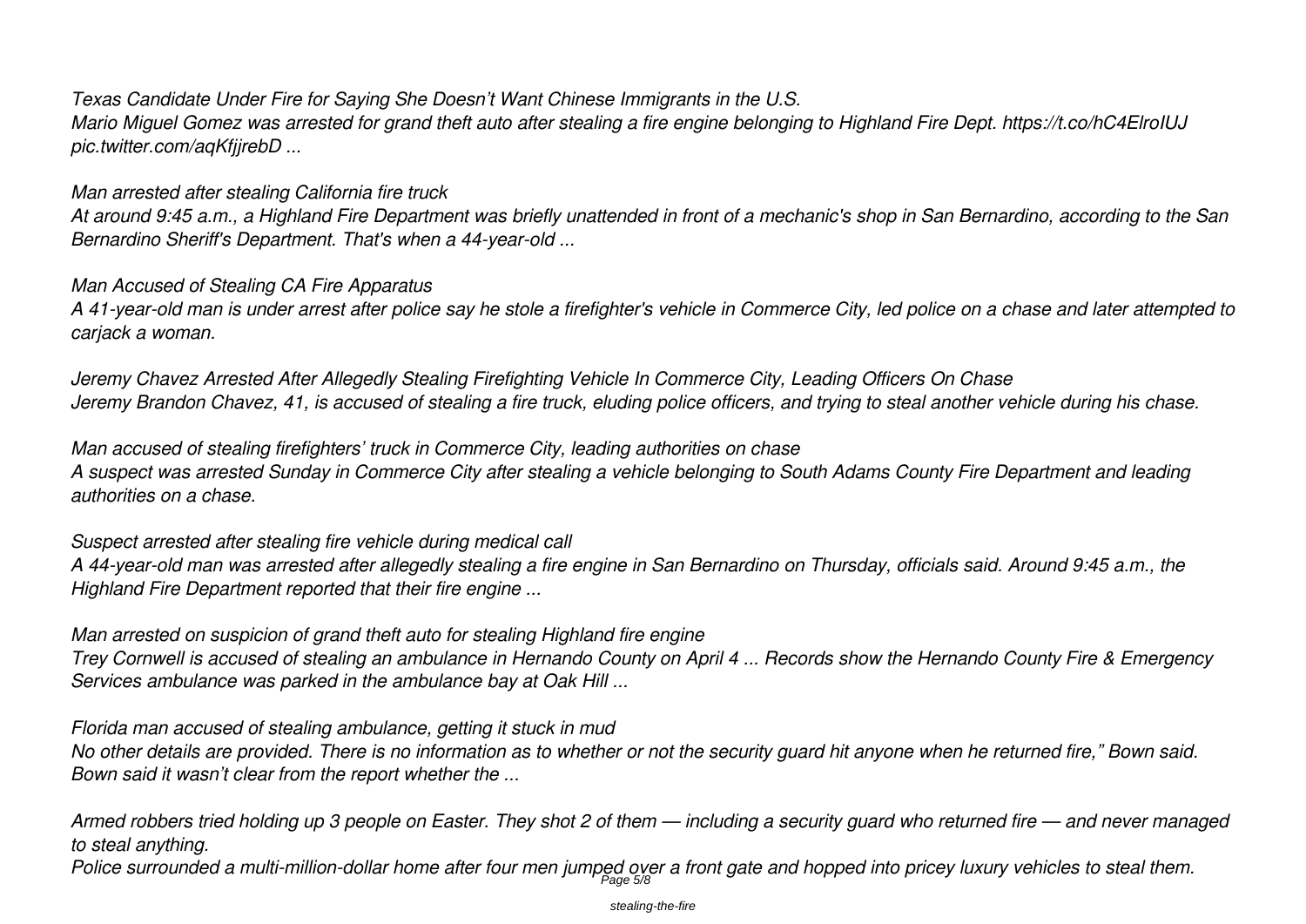*Texas Candidate Under Fire for Saying She Doesn't Want Chinese Immigrants in the U.S.*
*Mario Miguel Gomez was arrested for grand theft auto after stealing a fire engine belonging to Highland Fire Dept. https://t.co/hC4ElroIUJ pic.twitter.com/aqKfjjrebD ...*

*Man arrested after stealing California fire truck*
*At around 9:45 a.m., a Highland Fire Department was briefly unattended in front of a mechanic's shop in San Bernardino, according to the San Bernardino Sheriff's Department. That's when a 44-year-old ...*

*Man Accused of Stealing CA Fire Apparatus*
*A 41-year-old man is under arrest after police say he stole a firefighter's vehicle in Commerce City, led police on a chase and later attempted to carjack a woman.*

*Jeremy Chavez Arrested After Allegedly Stealing Firefighting Vehicle In Commerce City, Leading Officers On Chase*
*Jeremy Brandon Chavez, 41, is accused of stealing a fire truck, eluding police officers, and trying to steal another vehicle during his chase.*

*Man accused of stealing firefighters' truck in Commerce City, leading authorities on chase*
*A suspect was arrested Sunday in Commerce City after stealing a vehicle belonging to South Adams County Fire Department and leading authorities on a chase.*

*Suspect arrested after stealing fire vehicle during medical call*
*A 44-year-old man was arrested after allegedly stealing a fire engine in San Bernardino on Thursday, officials said. Around 9:45 a.m., the Highland Fire Department reported that their fire engine ...*

*Man arrested on suspicion of grand theft auto for stealing Highland fire engine*
*Trey Cornwell is accused of stealing an ambulance in Hernando County on April 4 ... Records show the Hernando County Fire & Emergency Services ambulance was parked in the ambulance bay at Oak Hill ...*

*Florida man accused of stealing ambulance, getting it stuck in mud*
*No other details are provided. There is no information as to whether or not the security guard hit anyone when he returned fire," Bown said. Bown said it wasn't clear from the report whether the ...*

*Armed robbers tried holding up 3 people on Easter. They shot 2 of them — including a security guard who returned fire — and never managed to steal anything.*
*Police surrounded a multi-million-dollar home after four men jumped over a front gate and hopped into pricey luxury vehicles to steal them.*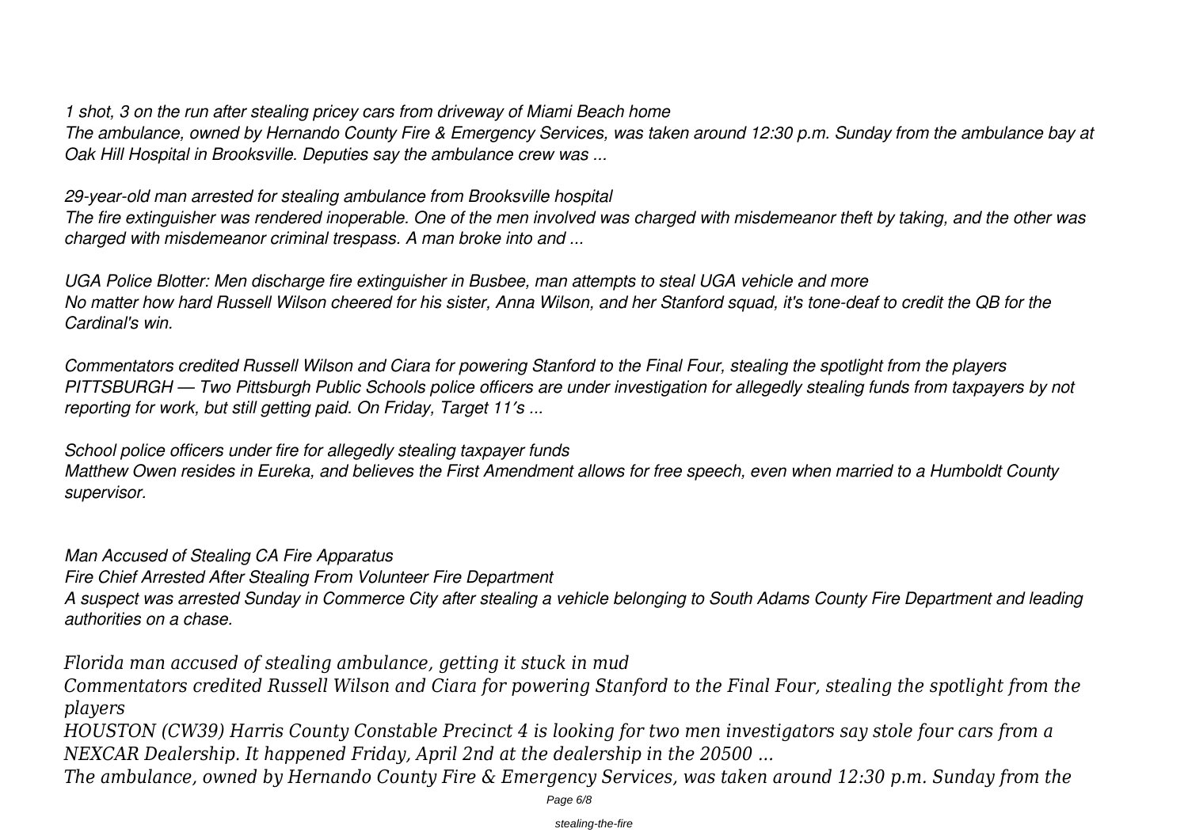*1 shot, 3 on the run after stealing pricey cars from driveway of Miami Beach home*
*The ambulance, owned by Hernando County Fire & Emergency Services, was taken around 12:30 p.m. Sunday from the ambulance bay at Oak Hill Hospital in Brooksville. Deputies say the ambulance crew was ...*

*29-year-old man arrested for stealing ambulance from Brooksville hospital*
*The fire extinguisher was rendered inoperable. One of the men involved was charged with misdemeanor theft by taking, and the other was charged with misdemeanor criminal trespass. A man broke into and ...*

*UGA Police Blotter: Men discharge fire extinguisher in Busbee, man attempts to steal UGA vehicle and more*
*No matter how hard Russell Wilson cheered for his sister, Anna Wilson, and her Stanford squad, it's tone-deaf to credit the QB for the Cardinal's win.*

*Commentators credited Russell Wilson and Ciara for powering Stanford to the Final Four, stealing the spotlight from the players*
*PITTSBURGH — Two Pittsburgh Public Schools police officers are under investigation for allegedly stealing funds from taxpayers by not reporting for work, but still getting paid. On Friday, Target 11's ...*

*School police officers under fire for allegedly stealing taxpayer funds*
*Matthew Owen resides in Eureka, and believes the First Amendment allows for free speech, even when married to a Humboldt County supervisor.*

*Man Accused of Stealing CA Fire Apparatus*
*Fire Chief Arrested After Stealing From Volunteer Fire Department*
*A suspect was arrested Sunday in Commerce City after stealing a vehicle belonging to South Adams County Fire Department and leading authorities on a chase.*

*Florida man accused of stealing ambulance, getting it stuck in mud*
*Commentators credited Russell Wilson and Ciara for powering Stanford to the Final Four, stealing the spotlight from the players*
*HOUSTON (CW39) Harris County Constable Precinct 4 is looking for two men investigators say stole four cars from a NEXCAR Dealership. It happened Friday, April 2nd at the dealership in the 20500 ...*
*The ambulance, owned by Hernando County Fire & Emergency Services, was taken around 12:30 p.m. Sunday from the*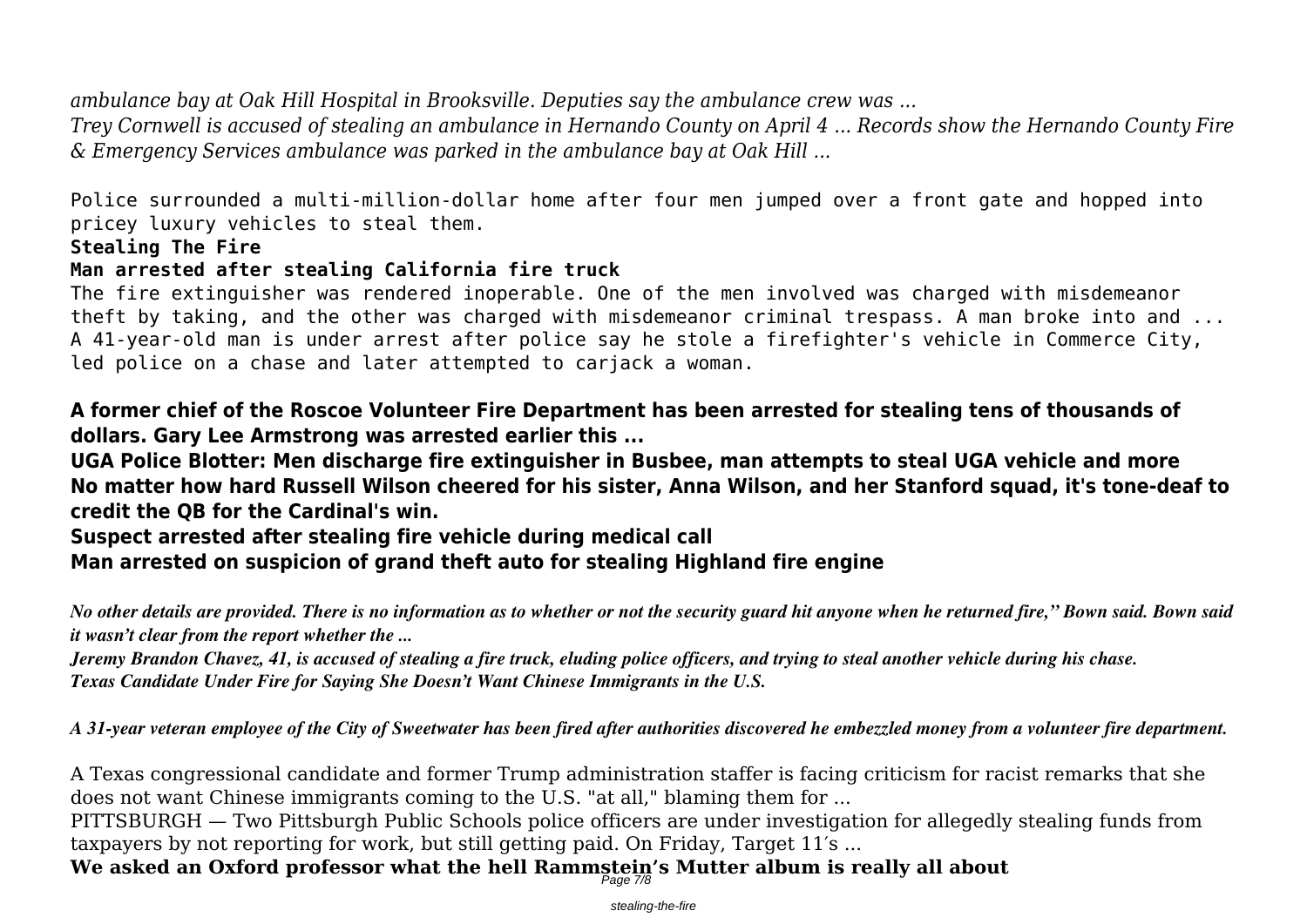*ambulance bay at Oak Hill Hospital in Brooksville. Deputies say the ambulance crew was ...*
*Trey Cornwell is accused of stealing an ambulance in Hernando County on April 4 ... Records show the Hernando County Fire & Emergency Services ambulance was parked in the ambulance bay at Oak Hill ...*

Police surrounded a multi-million-dollar home after four men jumped over a front gate and hopped into pricey luxury vehicles to steal them.

**Stealing The Fire**

**Man arrested after stealing California fire truck**

The fire extinguisher was rendered inoperable. One of the men involved was charged with misdemeanor theft by taking, and the other was charged with misdemeanor criminal trespass. A man broke into and ...
A 41-year-old man is under arrest after police say he stole a firefighter's vehicle in Commerce City, led police on a chase and later attempted to carjack a woman.

**A former chief of the Roscoe Volunteer Fire Department has been arrested for stealing tens of thousands of dollars. Gary Lee Armstrong was arrested earlier this ...**

**UGA Police Blotter: Men discharge fire extinguisher in Busbee, man attempts to steal UGA vehicle and more**

**No matter how hard Russell Wilson cheered for his sister, Anna Wilson, and her Stanford squad, it's tone-deaf to credit the QB for the Cardinal's win.**

**Suspect arrested after stealing fire vehicle during medical call**

**Man arrested on suspicion of grand theft auto for stealing Highland fire engine**

***No other details are provided. There is no information as to whether or not the security guard hit anyone when he returned fire," Bown said. Bown said it wasn't clear from the report whether the ...***

***Jeremy Brandon Chavez, 41, is accused of stealing a fire truck, eluding police officers, and trying to steal another vehicle during his chase.***

***Texas Candidate Under Fire for Saying She Doesn't Want Chinese Immigrants in the U.S.***

***A 31-year veteran employee of the City of Sweetwater has been fired after authorities discovered he embezzled money from a volunteer fire department.***

A Texas congressional candidate and former Trump administration staffer is facing criticism for racist remarks that she does not want Chinese immigrants coming to the U.S. "at all," blaming them for ...
PITTSBURGH — Two Pittsburgh Public Schools police officers are under investigation for allegedly stealing funds from taxpayers by not reporting for work, but still getting paid. On Friday, Target 11′s ...

**We asked an Oxford professor what the hell Rammstein's Mutter album is really all about**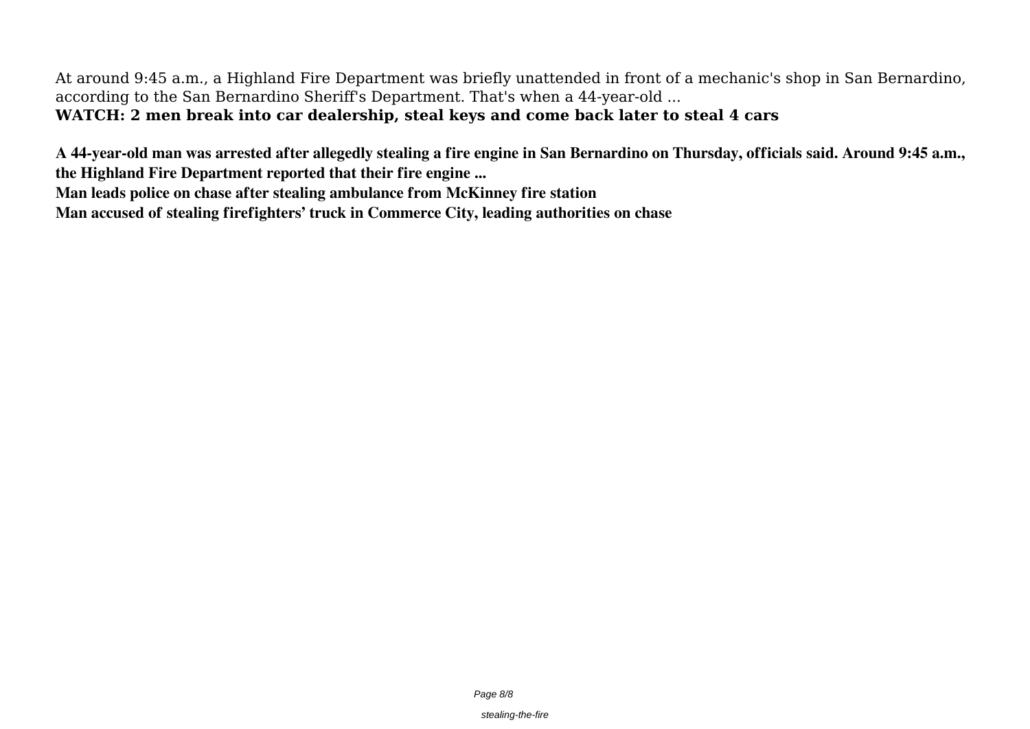At around 9:45 a.m., a Highland Fire Department was briefly unattended in front of a mechanic's shop in San Bernardino, according to the San Bernardino Sheriff's Department. That's when a 44-year-old ...

**WATCH: 2 men break into car dealership, steal keys and come back later to steal 4 cars**

**A 44-year-old man was arrested after allegedly stealing a fire engine in San Bernardino on Thursday, officials said. Around 9:45 a.m., the Highland Fire Department reported that their fire engine ...**

**Man leads police on chase after stealing ambulance from McKinney fire station**

**Man accused of stealing firefighters' truck in Commerce City, leading authorities on chase**